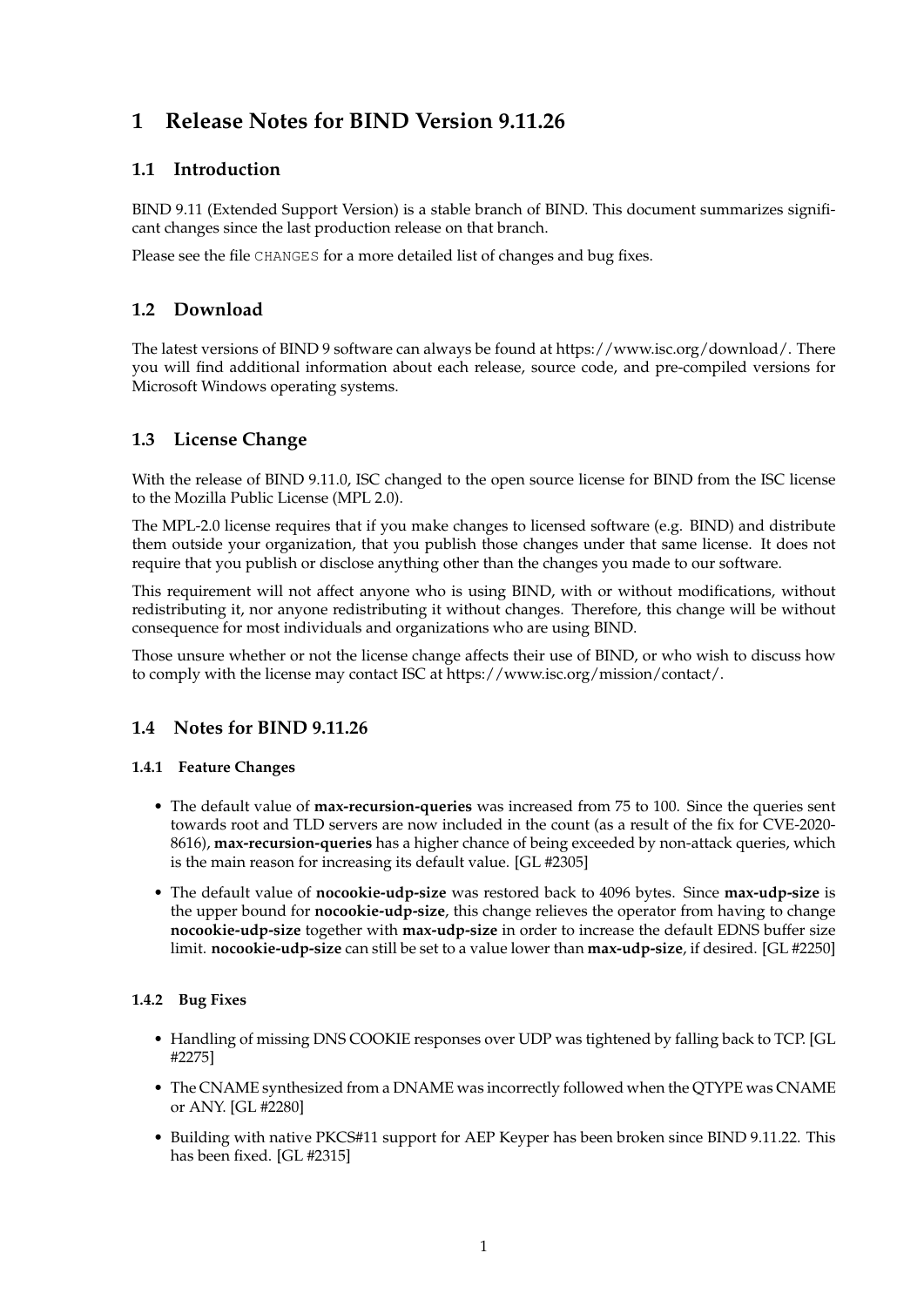# 1 Release Notes for BIND Version 9.11.26

## 1.1 Introduction

BIND 9.11 (Extended Support Version) is a stable branch of BIND. This document summarizes significant changes since the last production release on that branch.

Please see the file `CHANGES` for a more detailed list of changes and bug fixes.

## 1.2 Download

The latest versions of BIND 9 software can always be found at https://www.isc.org/download/. There you will find additional information about each release, source code, and pre-compiled versions for Microsoft Windows operating systems.

## 1.3 License Change

With the release of BIND 9.11.0, ISC changed to the open source license for BIND from the ISC license to the Mozilla Public License (MPL 2.0).

The MPL-2.0 license requires that if you make changes to licensed software (e.g. BIND) and distribute them outside your organization, that you publish those changes under that same license. It does not require that you publish or disclose anything other than the changes you made to our software.

This requirement will not affect anyone who is using BIND, with or without modifications, without redistributing it, nor anyone redistributing it without changes. Therefore, this change will be without consequence for most individuals and organizations who are using BIND.

Those unsure whether or not the license change affects their use of BIND, or who wish to discuss how to comply with the license may contact ISC at https://www.isc.org/mission/contact/.

## 1.4 Notes for BIND 9.11.26

### 1.4.1 Feature Changes

- The default value of **max-recursion-queries** was increased from 75 to 100. Since the queries sent towards root and TLD servers are now included in the count (as a result of the fix for CVE-2020-8616), **max-recursion-queries** has a higher chance of being exceeded by non-attack queries, which is the main reason for increasing its default value. [GL #2305]
- The default value of **nocookie-udp-size** was restored back to 4096 bytes. Since **max-udp-size** is the upper bound for **nocookie-udp-size**, this change relieves the operator from having to change **nocookie-udp-size** together with **max-udp-size** in order to increase the default EDNS buffer size limit. **nocookie-udp-size** can still be set to a value lower than **max-udp-size**, if desired. [GL #2250]

### 1.4.2 Bug Fixes

- Handling of missing DNS COOKIE responses over UDP was tightened by falling back to TCP. [GL #2275]
- The CNAME synthesized from a DNAME was incorrectly followed when the QTYPE was CNAME or ANY. [GL #2280]
- Building with native PKCS#11 support for AEP Keyper has been broken since BIND 9.11.22. This has been fixed. [GL #2315]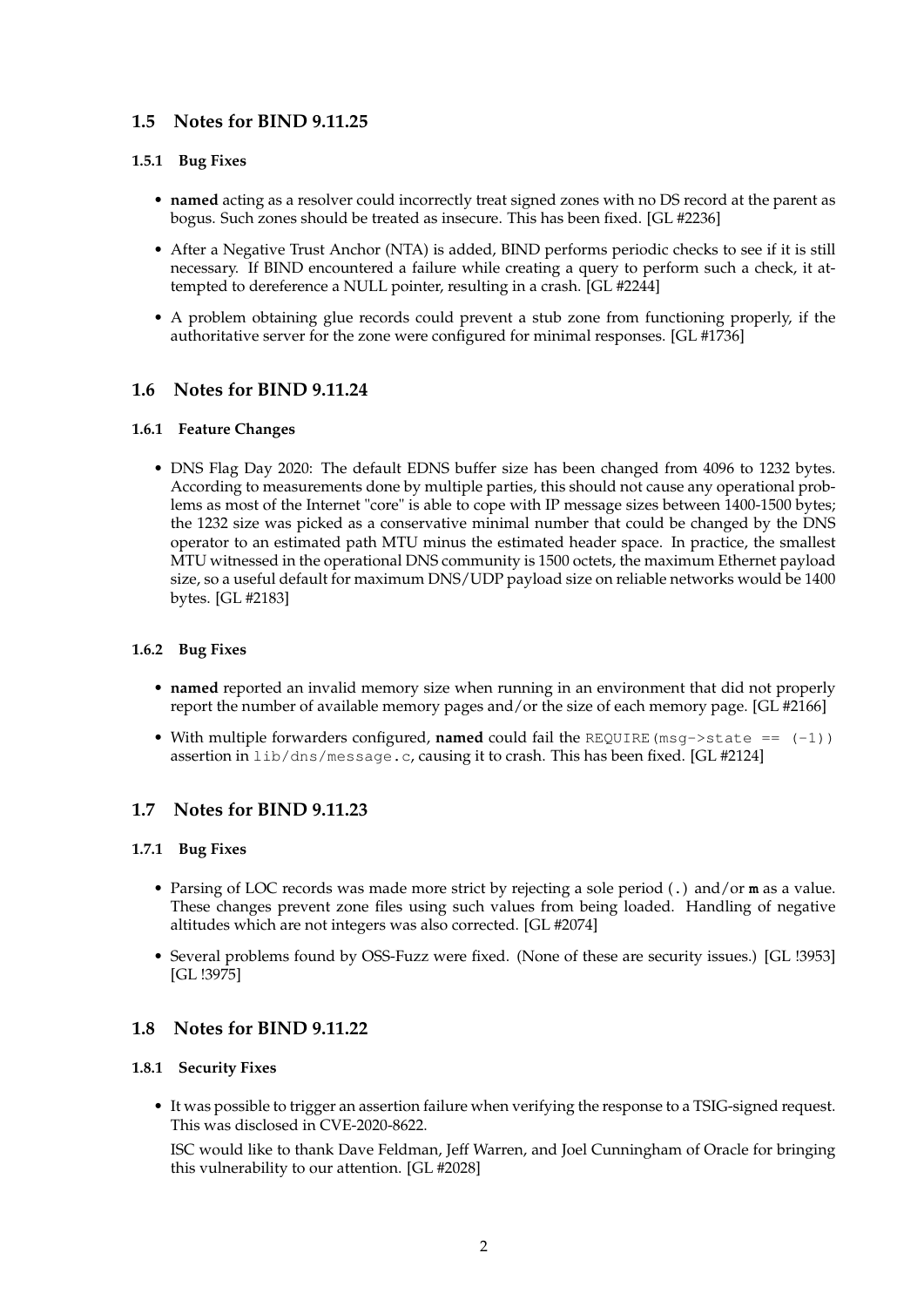## 1.5 Notes for BIND 9.11.25

### 1.5.1 Bug Fixes

- **named** acting as a resolver could incorrectly treat signed zones with no DS record at the parent as bogus. Such zones should be treated as insecure. This has been fixed. [GL #2236]
- After a Negative Trust Anchor (NTA) is added, BIND performs periodic checks to see if it is still necessary. If BIND encountered a failure while creating a query to perform such a check, it attempted to dereference a NULL pointer, resulting in a crash. [GL #2244]
- A problem obtaining glue records could prevent a stub zone from functioning properly, if the authoritative server for the zone were configured for minimal responses. [GL #1736]

## 1.6 Notes for BIND 9.11.24

### 1.6.1 Feature Changes

- DNS Flag Day 2020: The default EDNS buffer size has been changed from 4096 to 1232 bytes. According to measurements done by multiple parties, this should not cause any operational problems as most of the Internet "core" is able to cope with IP message sizes between 1400-1500 bytes; the 1232 size was picked as a conservative minimal number that could be changed by the DNS operator to an estimated path MTU minus the estimated header space. In practice, the smallest MTU witnessed in the operational DNS community is 1500 octets, the maximum Ethernet payload size, so a useful default for maximum DNS/UDP payload size on reliable networks would be 1400 bytes. [GL #2183]

### 1.6.2 Bug Fixes

- **named** reported an invalid memory size when running in an environment that did not properly report the number of available memory pages and/or the size of each memory page. [GL #2166]
- With multiple forwarders configured, **named** could fail the `REQUIRE(msg->state == (-1))` assertion in `lib/dns/message.c`, causing it to crash. This has been fixed. [GL #2124]

## 1.7 Notes for BIND 9.11.23

### 1.7.1 Bug Fixes

- Parsing of LOC records was made more strict by rejecting a sole period (`.`) and/or **m** as a value. These changes prevent zone files using such values from being loaded. Handling of negative altitudes which are not integers was also corrected. [GL #2074]
- Several problems found by OSS-Fuzz were fixed. (None of these are security issues.) [GL !3953] [GL !3975]

## 1.8 Notes for BIND 9.11.22

### 1.8.1 Security Fixes

- It was possible to trigger an assertion failure when verifying the response to a TSIG-signed request. This was disclosed in CVE-2020-8622.

  ISC would like to thank Dave Feldman, Jeff Warren, and Joel Cunningham of Oracle for bringing this vulnerability to our attention. [GL #2028]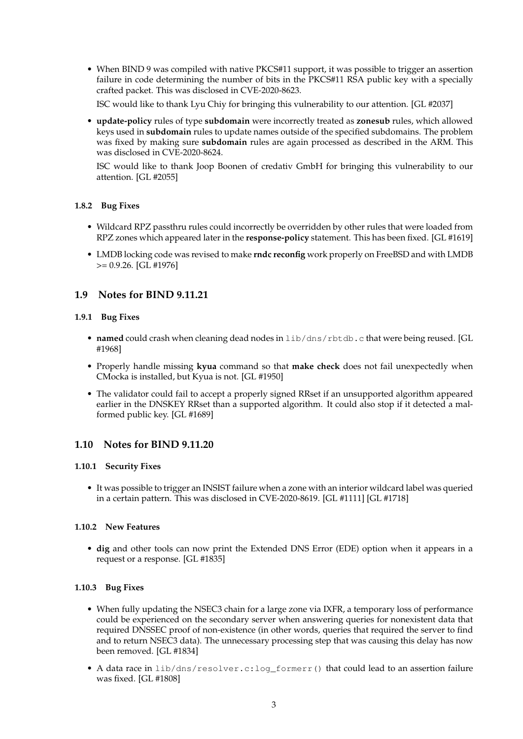- When BIND 9 was compiled with native PKCS#11 support, it was possible to trigger an assertion failure in code determining the number of bits in the PKCS#11 RSA public key with a specially crafted packet. This was disclosed in CVE-2020-8623.

  ISC would like to thank Lyu Chiy for bringing this vulnerability to our attention. [GL #2037]

- **update-policy** rules of type **subdomain** were incorrectly treated as **zonesub** rules, which allowed keys used in **subdomain** rules to update names outside of the specified subdomains. The problem was fixed by making sure **subdomain** rules are again processed as described in the ARM. This was disclosed in CVE-2020-8624.

  ISC would like to thank Joop Boonen of credativ GmbH for bringing this vulnerability to our attention. [GL #2055]

### 1.8.2 Bug Fixes

- Wildcard RPZ passthru rules could incorrectly be overridden by other rules that were loaded from RPZ zones which appeared later in the **response-policy** statement. This has been fixed. [GL #1619]
- LMDB locking code was revised to make **rndc reconfig** work properly on FreeBSD and with LMDB >= 0.9.26. [GL #1976]

## 1.9 Notes for BIND 9.11.21

### 1.9.1 Bug Fixes

- **named** could crash when cleaning dead nodes in `lib/dns/rbtdb.c` that were being reused. [GL #1968]
- Properly handle missing **kyua** command so that **make check** does not fail unexpectedly when CMocka is installed, but Kyua is not. [GL #1950]
- The validator could fail to accept a properly signed RRset if an unsupported algorithm appeared earlier in the DNSKEY RRset than a supported algorithm. It could also stop if it detected a malformed public key. [GL #1689]

## 1.10 Notes for BIND 9.11.20

### 1.10.1 Security Fixes

- It was possible to trigger an INSIST failure when a zone with an interior wildcard label was queried in a certain pattern. This was disclosed in CVE-2020-8619. [GL #1111] [GL #1718]

### 1.10.2 New Features

- **dig** and other tools can now print the Extended DNS Error (EDE) option when it appears in a request or a response. [GL #1835]

### 1.10.3 Bug Fixes

- When fully updating the NSEC3 chain for a large zone via IXFR, a temporary loss of performance could be experienced on the secondary server when answering queries for nonexistent data that required DNSSEC proof of non-existence (in other words, queries that required the server to find and to return NSEC3 data). The unnecessary processing step that was causing this delay has now been removed. [GL #1834]
- A data race in `lib/dns/resolver.c:log_formerr()` that could lead to an assertion failure was fixed. [GL #1808]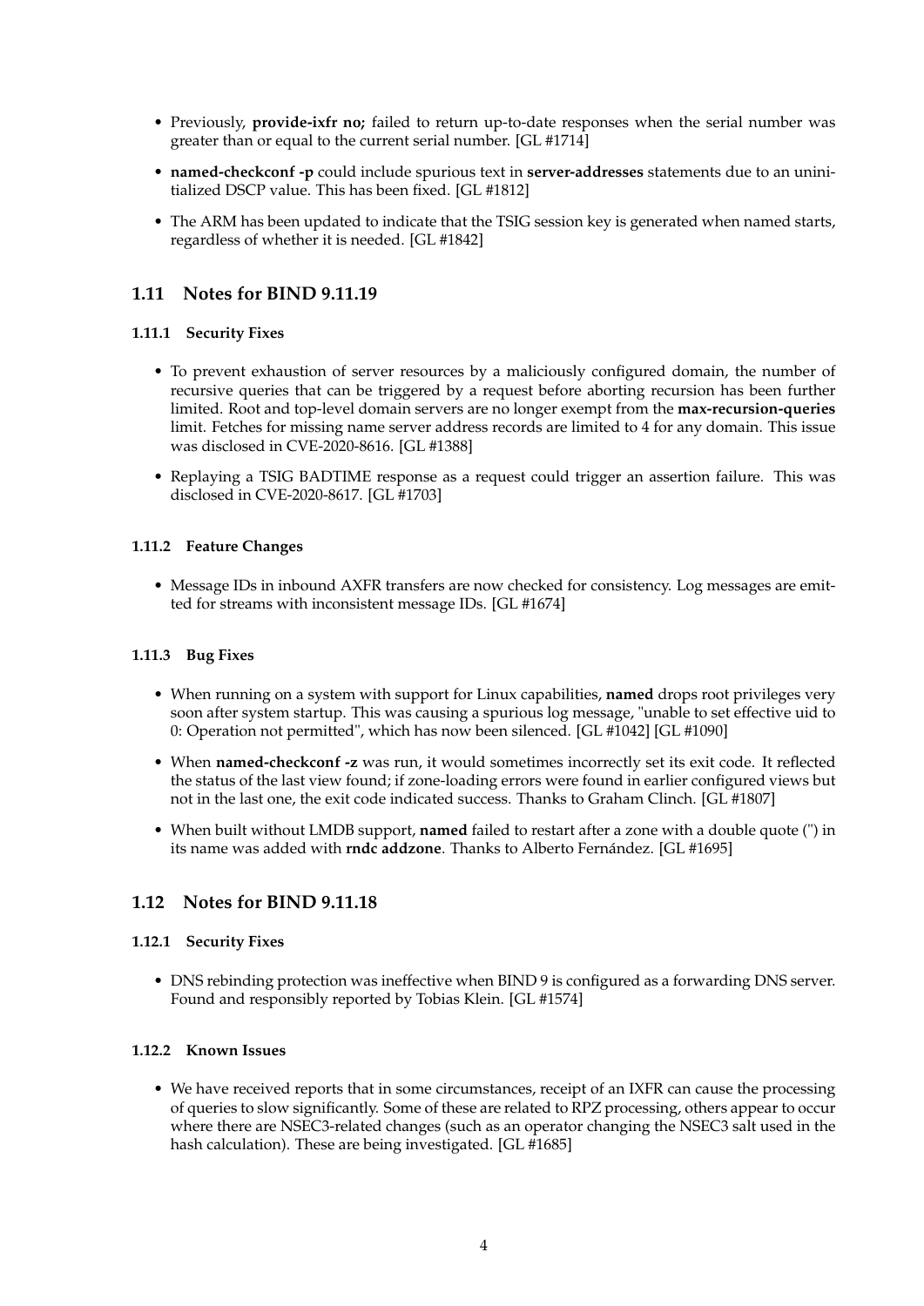- Previously, **provide-ixfr no;** failed to return up-to-date responses when the serial number was greater than or equal to the current serial number. [GL #1714]
- **named-checkconf -p** could include spurious text in **server-addresses** statements due to an uninitialized DSCP value. This has been fixed. [GL #1812]
- The ARM has been updated to indicate that the TSIG session key is generated when named starts, regardless of whether it is needed. [GL #1842]

## 1.11 Notes for BIND 9.11.19

### 1.11.1 Security Fixes

- To prevent exhaustion of server resources by a maliciously configured domain, the number of recursive queries that can be triggered by a request before aborting recursion has been further limited. Root and top-level domain servers are no longer exempt from the **max-recursion-queries** limit. Fetches for missing name server address records are limited to 4 for any domain. This issue was disclosed in CVE-2020-8616. [GL #1388]
- Replaying a TSIG BADTIME response as a request could trigger an assertion failure. This was disclosed in CVE-2020-8617. [GL #1703]

### 1.11.2 Feature Changes

- Message IDs in inbound AXFR transfers are now checked for consistency. Log messages are emitted for streams with inconsistent message IDs. [GL #1674]

### 1.11.3 Bug Fixes

- When running on a system with support for Linux capabilities, **named** drops root privileges very soon after system startup. This was causing a spurious log message, "unable to set effective uid to 0: Operation not permitted", which has now been silenced. [GL #1042] [GL #1090]
- When **named-checkconf -z** was run, it would sometimes incorrectly set its exit code. It reflected the status of the last view found; if zone-loading errors were found in earlier configured views but not in the last one, the exit code indicated success. Thanks to Graham Clinch. [GL #1807]
- When built without LMDB support, **named** failed to restart after a zone with a double quote (") in its name was added with **rndc addzone**. Thanks to Alberto Fernández. [GL #1695]

## 1.12 Notes for BIND 9.11.18

### 1.12.1 Security Fixes

- DNS rebinding protection was ineffective when BIND 9 is configured as a forwarding DNS server. Found and responsibly reported by Tobias Klein. [GL #1574]

### 1.12.2 Known Issues

- We have received reports that in some circumstances, receipt of an IXFR can cause the processing of queries to slow significantly. Some of these are related to RPZ processing, others appear to occur where there are NSEC3-related changes (such as an operator changing the NSEC3 salt used in the hash calculation). These are being investigated. [GL #1685]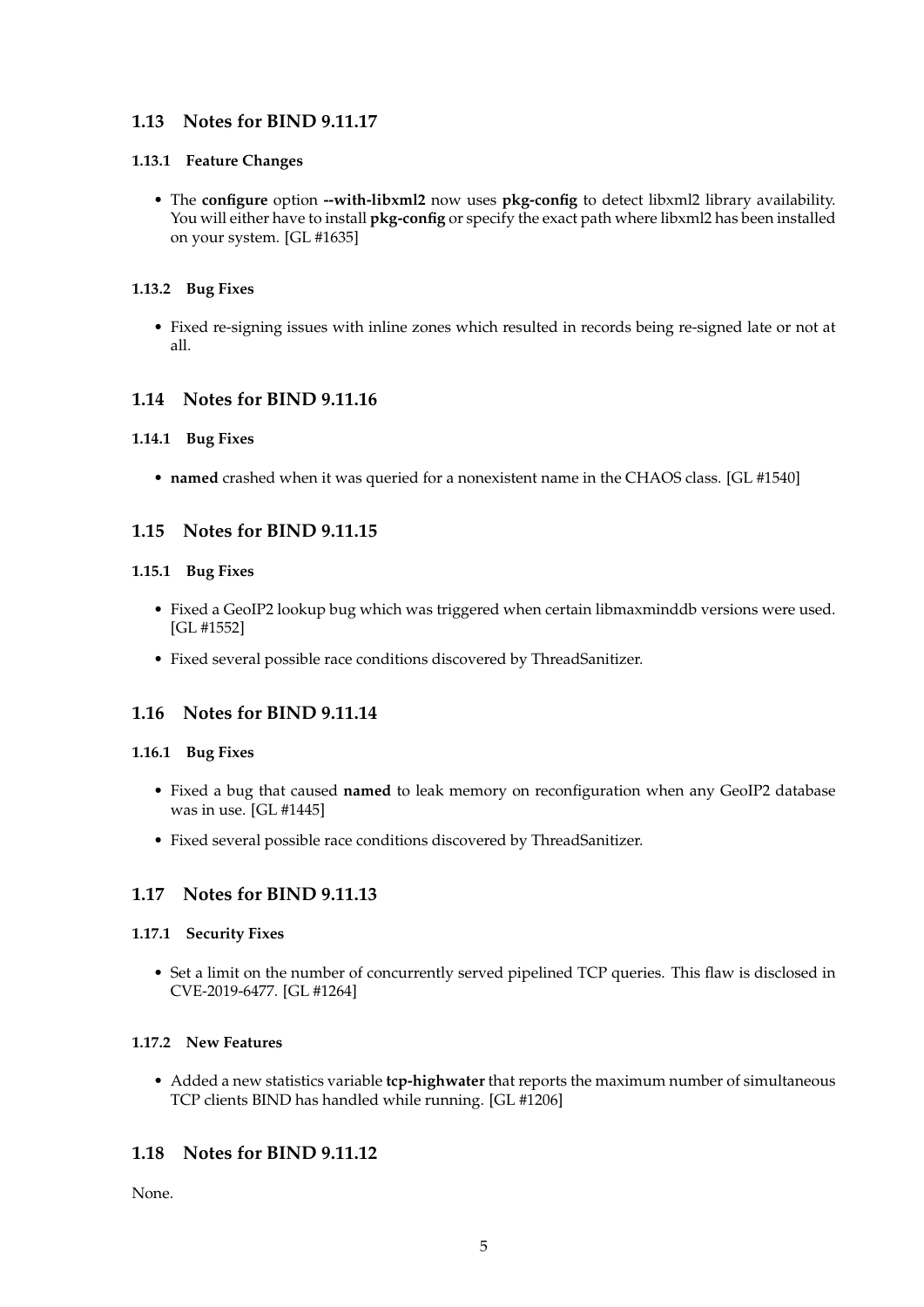## 1.13 Notes for BIND 9.11.17

### 1.13.1 Feature Changes

- The **configure** option **--with-libxml2** now uses **pkg-config** to detect libxml2 library availability. You will either have to install **pkg-config** or specify the exact path where libxml2 has been installed on your system. [GL #1635]

### 1.13.2 Bug Fixes

- Fixed re-signing issues with inline zones which resulted in records being re-signed late or not at all.

## 1.14 Notes for BIND 9.11.16

### 1.14.1 Bug Fixes

- **named** crashed when it was queried for a nonexistent name in the CHAOS class. [GL #1540]

## 1.15 Notes for BIND 9.11.15

### 1.15.1 Bug Fixes

- Fixed a GeoIP2 lookup bug which was triggered when certain libmaxminddb versions were used. [GL #1552]
- Fixed several possible race conditions discovered by ThreadSanitizer.

## 1.16 Notes for BIND 9.11.14

### 1.16.1 Bug Fixes

- Fixed a bug that caused **named** to leak memory on reconfiguration when any GeoIP2 database was in use. [GL #1445]
- Fixed several possible race conditions discovered by ThreadSanitizer.

## 1.17 Notes for BIND 9.11.13

### 1.17.1 Security Fixes

- Set a limit on the number of concurrently served pipelined TCP queries. This flaw is disclosed in CVE-2019-6477. [GL #1264]

### 1.17.2 New Features

- Added a new statistics variable **tcp-highwater** that reports the maximum number of simultaneous TCP clients BIND has handled while running. [GL #1206]

## 1.18 Notes for BIND 9.11.12

None.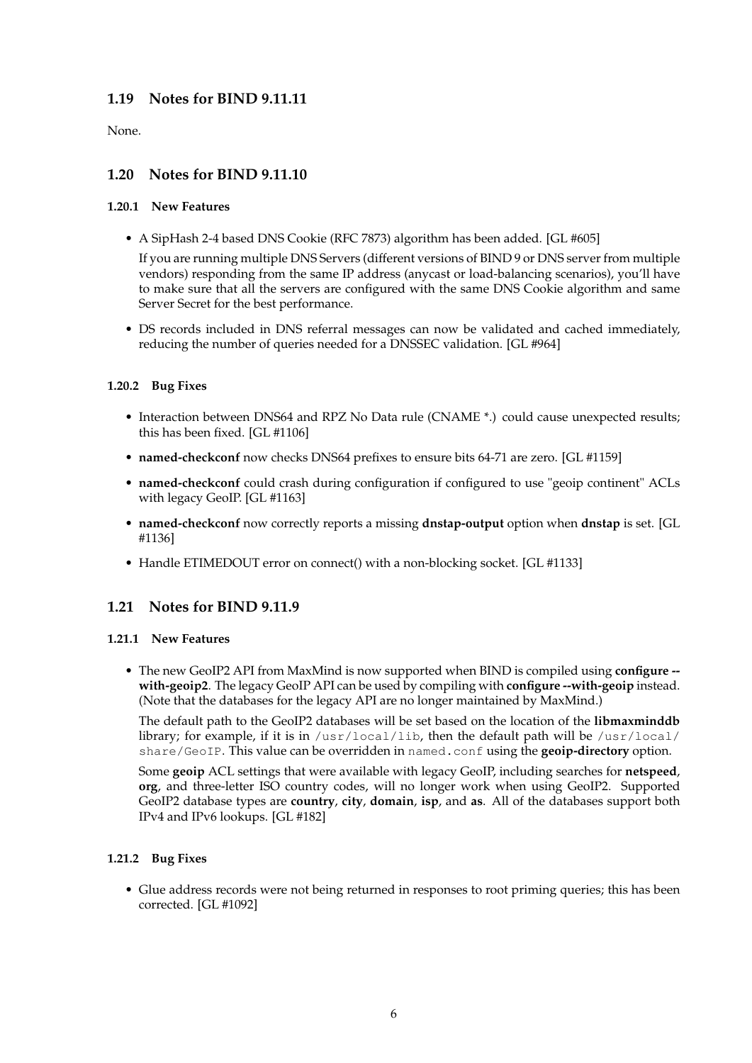## 1.19 Notes for BIND 9.11.11

None.

## 1.20 Notes for BIND 9.11.10

### 1.20.1 New Features

- A SipHash 2-4 based DNS Cookie (RFC 7873) algorithm has been added. [GL #605]

  If you are running multiple DNS Servers (different versions of BIND 9 or DNS server from multiple vendors) responding from the same IP address (anycast or load-balancing scenarios), you'll have to make sure that all the servers are configured with the same DNS Cookie algorithm and same Server Secret for the best performance.

- DS records included in DNS referral messages can now be validated and cached immediately, reducing the number of queries needed for a DNSSEC validation. [GL #964]

### 1.20.2 Bug Fixes

- Interaction between DNS64 and RPZ No Data rule (CNAME *.) could cause unexpected results; this has been fixed. [GL #1106]
- **named-checkconf** now checks DNS64 prefixes to ensure bits 64-71 are zero. [GL #1159]
- **named-checkconf** could crash during configuration if configured to use "geoip continent" ACLs with legacy GeoIP. [GL #1163]
- **named-checkconf** now correctly reports a missing **dnstap-output** option when **dnstap** is set. [GL #1136]
- Handle ETIMEDOUT error on connect() with a non-blocking socket. [GL #1133]

## 1.21 Notes for BIND 9.11.9

### 1.21.1 New Features

- The new GeoIP2 API from MaxMind is now supported when BIND is compiled using **configure --with-geoip2**. The legacy GeoIP API can be used by compiling with **configure --with-geoip** instead. (Note that the databases for the legacy API are no longer maintained by MaxMind.)

  The default path to the GeoIP2 databases will be set based on the location of the **libmaxminddb** library; for example, if it is in `/usr/local/lib`, then the default path will be `/usr/local/share/GeoIP`. This value can be overridden in `named.conf` using the **geoip-directory** option.

  Some **geoip** ACL settings that were available with legacy GeoIP, including searches for **netspeed**, **org**, and three-letter ISO country codes, will no longer work when using GeoIP2. Supported GeoIP2 database types are **country**, **city**, **domain**, **isp**, and **as**. All of the databases support both IPv4 and IPv6 lookups. [GL #182]

### 1.21.2 Bug Fixes

- Glue address records were not being returned in responses to root priming queries; this has been corrected. [GL #1092]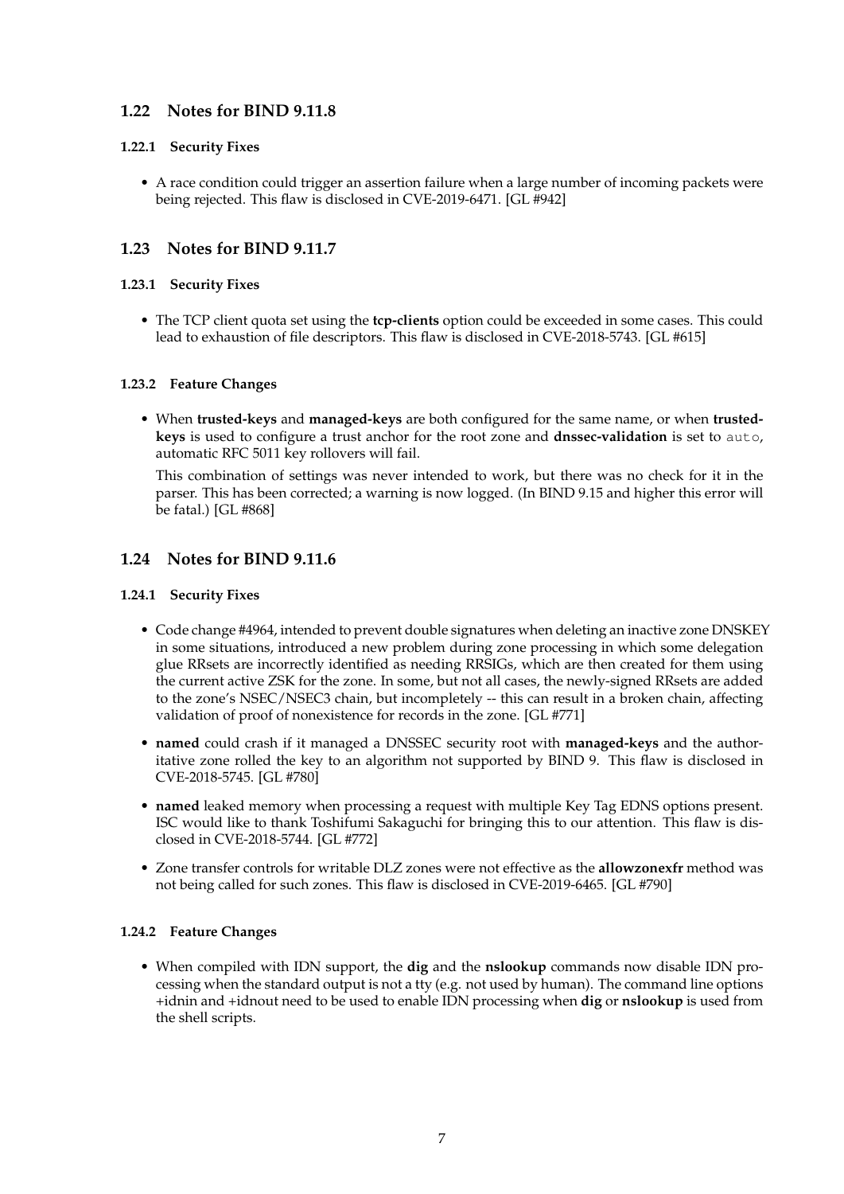## 1.22 Notes for BIND 9.11.8

### 1.22.1 Security Fixes

- A race condition could trigger an assertion failure when a large number of incoming packets were being rejected. This flaw is disclosed in CVE-2019-6471. [GL #942]

## 1.23 Notes for BIND 9.11.7

### 1.23.1 Security Fixes

- The TCP client quota set using the **tcp-clients** option could be exceeded in some cases. This could lead to exhaustion of file descriptors. This flaw is disclosed in CVE-2018-5743. [GL #615]

### 1.23.2 Feature Changes

- When **trusted-keys** and **managed-keys** are both configured for the same name, or when **trusted-keys** is used to configure a trust anchor for the root zone and **dnssec-validation** is set to `auto`, automatic RFC 5011 key rollovers will fail.

  This combination of settings was never intended to work, but there was no check for it in the parser. This has been corrected; a warning is now logged. (In BIND 9.15 and higher this error will be fatal.) [GL #868]

## 1.24 Notes for BIND 9.11.6

### 1.24.1 Security Fixes

- Code change #4964, intended to prevent double signatures when deleting an inactive zone DNSKEY in some situations, introduced a new problem during zone processing in which some delegation glue RRsets are incorrectly identified as needing RRSIGs, which are then created for them using the current active ZSK for the zone. In some, but not all cases, the newly-signed RRsets are added to the zone's NSEC/NSEC3 chain, but incompletely -- this can result in a broken chain, affecting validation of proof of nonexistence for records in the zone. [GL #771]
- **named** could crash if it managed a DNSSEC security root with **managed-keys** and the authoritative zone rolled the key to an algorithm not supported by BIND 9. This flaw is disclosed in CVE-2018-5745. [GL #780]
- **named** leaked memory when processing a request with multiple Key Tag EDNS options present. ISC would like to thank Toshifumi Sakaguchi for bringing this to our attention. This flaw is disclosed in CVE-2018-5744. [GL #772]
- Zone transfer controls for writable DLZ zones were not effective as the **allowzonexfr** method was not being called for such zones. This flaw is disclosed in CVE-2019-6465. [GL #790]

### 1.24.2 Feature Changes

- When compiled with IDN support, the **dig** and the **nslookup** commands now disable IDN processing when the standard output is not a tty (e.g. not used by human). The command line options +idnin and +idnout need to be used to enable IDN processing when **dig** or **nslookup** is used from the shell scripts.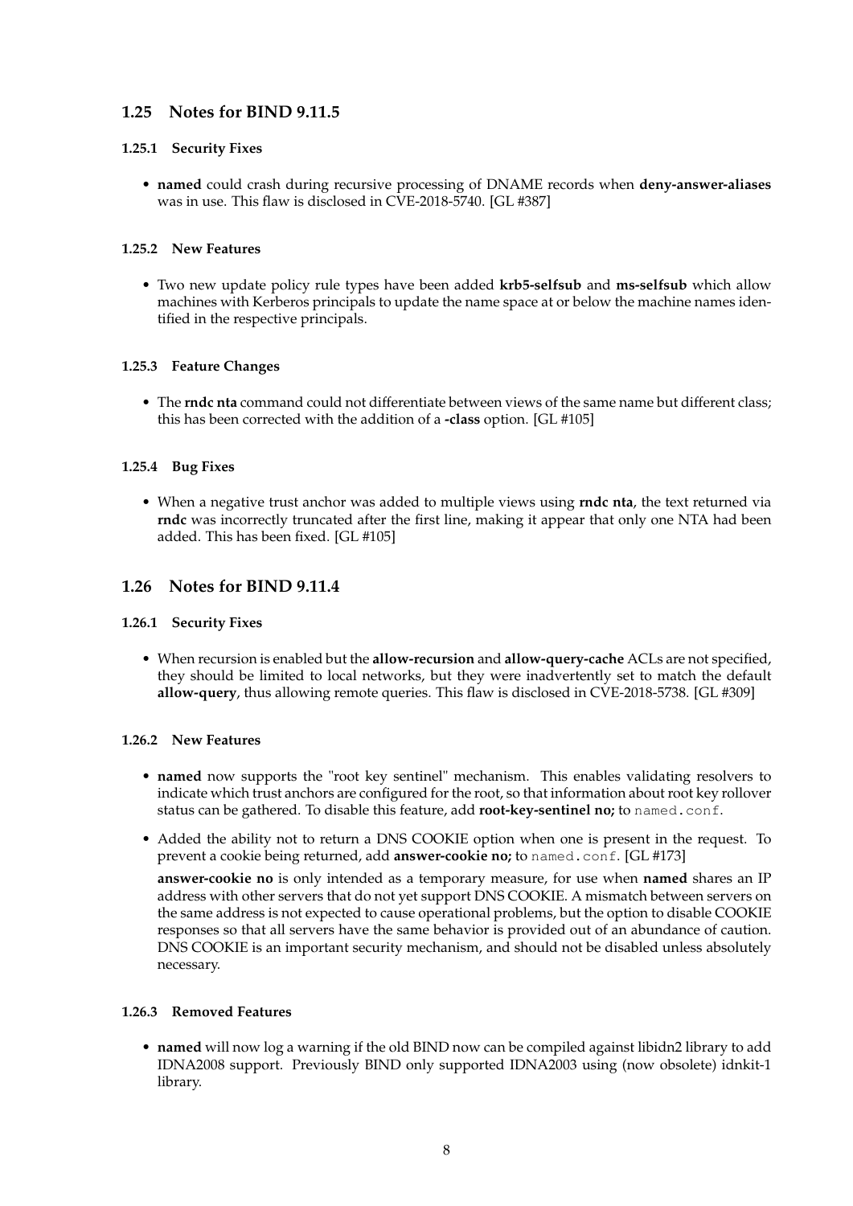## 1.25 Notes for BIND 9.11.5

### 1.25.1 Security Fixes

- **named** could crash during recursive processing of DNAME records when **deny-answer-aliases** was in use. This flaw is disclosed in CVE-2018-5740. [GL #387]

### 1.25.2 New Features

- Two new update policy rule types have been added **krb5-selfsub** and **ms-selfsub** which allow machines with Kerberos principals to update the name space at or below the machine names identified in the respective principals.

### 1.25.3 Feature Changes

- The **rndc nta** command could not differentiate between views of the same name but different class; this has been corrected with the addition of a **-class** option. [GL #105]

### 1.25.4 Bug Fixes

- When a negative trust anchor was added to multiple views using **rndc nta**, the text returned via **rndc** was incorrectly truncated after the first line, making it appear that only one NTA had been added. This has been fixed. [GL #105]

## 1.26 Notes for BIND 9.11.4

### 1.26.1 Security Fixes

- When recursion is enabled but the **allow-recursion** and **allow-query-cache** ACLs are not specified, they should be limited to local networks, but they were inadvertently set to match the default **allow-query**, thus allowing remote queries. This flaw is disclosed in CVE-2018-5738. [GL #309]

### 1.26.2 New Features

- **named** now supports the "root key sentinel" mechanism. This enables validating resolvers to indicate which trust anchors are configured for the root, so that information about root key rollover status can be gathered. To disable this feature, add **root-key-sentinel no;** to `named.conf`.
- Added the ability not to return a DNS COOKIE option when one is present in the request. To prevent a cookie being returned, add **answer-cookie no;** to `named.conf`. [GL #173]

  **answer-cookie no** is only intended as a temporary measure, for use when **named** shares an IP address with other servers that do not yet support DNS COOKIE. A mismatch between servers on the same address is not expected to cause operational problems, but the option to disable COOKIE responses so that all servers have the same behavior is provided out of an abundance of caution. DNS COOKIE is an important security mechanism, and should not be disabled unless absolutely necessary.

### 1.26.3 Removed Features

- **named** will now log a warning if the old BIND now can be compiled against libidn2 library to add IDNA2008 support. Previously BIND only supported IDNA2003 using (now obsolete) idnkit-1 library.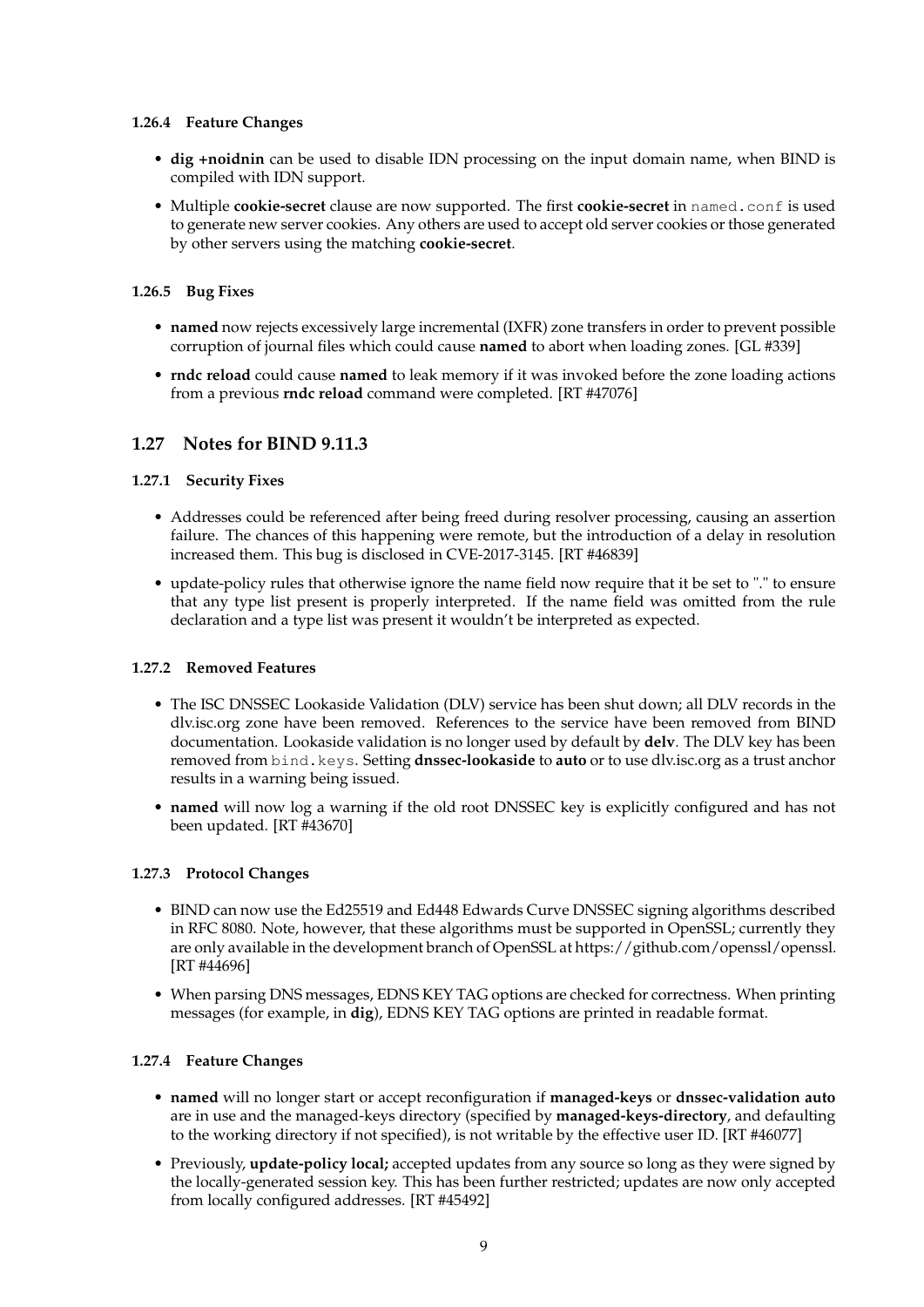### 1.26.4 Feature Changes

- **dig +noidnin** can be used to disable IDN processing on the input domain name, when BIND is compiled with IDN support.
- Multiple **cookie-secret** clause are now supported. The first **cookie-secret** in `named.conf` is used to generate new server cookies. Any others are used to accept old server cookies or those generated by other servers using the matching **cookie-secret**.

### 1.26.5 Bug Fixes

- **named** now rejects excessively large incremental (IXFR) zone transfers in order to prevent possible corruption of journal files which could cause **named** to abort when loading zones. [GL #339]
- **rndc reload** could cause **named** to leak memory if it was invoked before the zone loading actions from a previous **rndc reload** command were completed. [RT #47076]

## 1.27 Notes for BIND 9.11.3

### 1.27.1 Security Fixes

- Addresses could be referenced after being freed during resolver processing, causing an assertion failure. The chances of this happening were remote, but the introduction of a delay in resolution increased them. This bug is disclosed in CVE-2017-3145. [RT #46839]
- update-policy rules that otherwise ignore the name field now require that it be set to "." to ensure that any type list present is properly interpreted. If the name field was omitted from the rule declaration and a type list was present it wouldn't be interpreted as expected.

### 1.27.2 Removed Features

- The ISC DNSSEC Lookaside Validation (DLV) service has been shut down; all DLV records in the dlv.isc.org zone have been removed. References to the service have been removed from BIND documentation. Lookaside validation is no longer used by default by **delv**. The DLV key has been removed from `bind.keys`. Setting **dnssec-lookaside** to **auto** or to use dlv.isc.org as a trust anchor results in a warning being issued.
- **named** will now log a warning if the old root DNSSEC key is explicitly configured and has not been updated. [RT #43670]

### 1.27.3 Protocol Changes

- BIND can now use the Ed25519 and Ed448 Edwards Curve DNSSEC signing algorithms described in RFC 8080. Note, however, that these algorithms must be supported in OpenSSL; currently they are only available in the development branch of OpenSSL at https://github.com/openssl/openssl. [RT #44696]
- When parsing DNS messages, EDNS KEY TAG options are checked for correctness. When printing messages (for example, in **dig**), EDNS KEY TAG options are printed in readable format.

### 1.27.4 Feature Changes

- **named** will no longer start or accept reconfiguration if **managed-keys** or **dnssec-validation auto** are in use and the managed-keys directory (specified by **managed-keys-directory**, and defaulting to the working directory if not specified), is not writable by the effective user ID. [RT #46077]
- Previously, **update-policy local;** accepted updates from any source so long as they were signed by the locally-generated session key. This has been further restricted; updates are now only accepted from locally configured addresses. [RT #45492]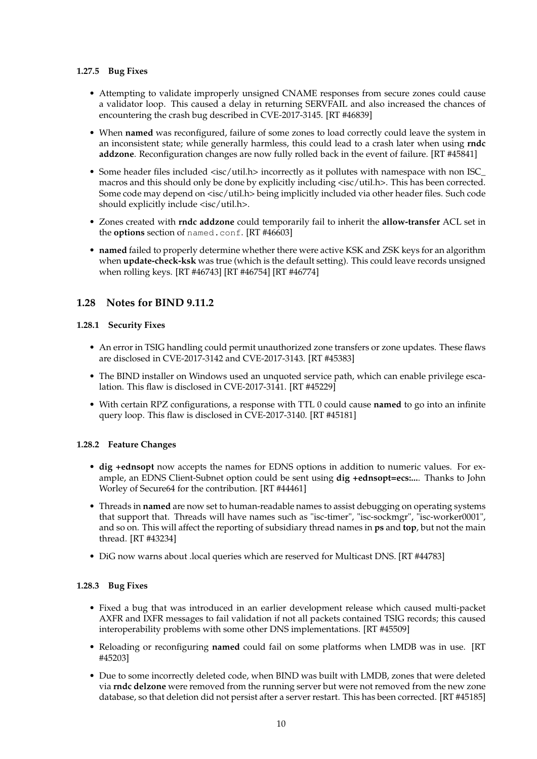#### 1.27.5 Bug Fixes

- Attempting to validate improperly unsigned CNAME responses from secure zones could cause a validator loop. This caused a delay in returning SERVFAIL and also increased the chances of encountering the crash bug described in CVE-2017-3145. [RT #46839]
- When **named** was reconfigured, failure of some zones to load correctly could leave the system in an inconsistent state; while generally harmless, this could lead to a crash later when using **rndc addzone**. Reconfiguration changes are now fully rolled back in the event of failure. [RT #45841]
- Some header files included <isc/util.h> incorrectly as it pollutes with namespace with non ISC_ macros and this should only be done by explicitly including <isc/util.h>. This has been corrected. Some code may depend on <isc/util.h> being implicitly included via other header files. Such code should explicitly include <isc/util.h>.
- Zones created with **rndc addzone** could temporarily fail to inherit the **allow-transfer** ACL set in the **options** section of `named.conf`. [RT #46603]
- **named** failed to properly determine whether there were active KSK and ZSK keys for an algorithm when **update-check-ksk** was true (which is the default setting). This could leave records unsigned when rolling keys. [RT #46743] [RT #46754] [RT #46774]

## 1.28 Notes for BIND 9.11.2

#### 1.28.1 Security Fixes

- An error in TSIG handling could permit unauthorized zone transfers or zone updates. These flaws are disclosed in CVE-2017-3142 and CVE-2017-3143. [RT #45383]
- The BIND installer on Windows used an unquoted service path, which can enable privilege escalation. This flaw is disclosed in CVE-2017-3141. [RT #45229]
- With certain RPZ configurations, a response with TTL 0 could cause **named** to go into an infinite query loop. This flaw is disclosed in CVE-2017-3140. [RT #45181]

#### 1.28.2 Feature Changes

- **dig +ednsopt** now accepts the names for EDNS options in addition to numeric values. For example, an EDNS Client-Subnet option could be sent using **dig +ednsopt=ecs:...**. Thanks to John Worley of Secure64 for the contribution. [RT #44461]
- Threads in **named** are now set to human-readable names to assist debugging on operating systems that support that. Threads will have names such as "isc-timer", "isc-sockmgr", "isc-worker0001", and so on. This will affect the reporting of subsidiary thread names in **ps** and **top**, but not the main thread. [RT #43234]
- DiG now warns about .local queries which are reserved for Multicast DNS. [RT #44783]

#### 1.28.3 Bug Fixes

- Fixed a bug that was introduced in an earlier development release which caused multi-packet AXFR and IXFR messages to fail validation if not all packets contained TSIG records; this caused interoperability problems with some other DNS implementations. [RT #45509]
- Reloading or reconfiguring **named** could fail on some platforms when LMDB was in use. [RT #45203]
- Due to some incorrectly deleted code, when BIND was built with LMDB, zones that were deleted via **rndc delzone** were removed from the running server but were not removed from the new zone database, so that deletion did not persist after a server restart. This has been corrected. [RT #45185]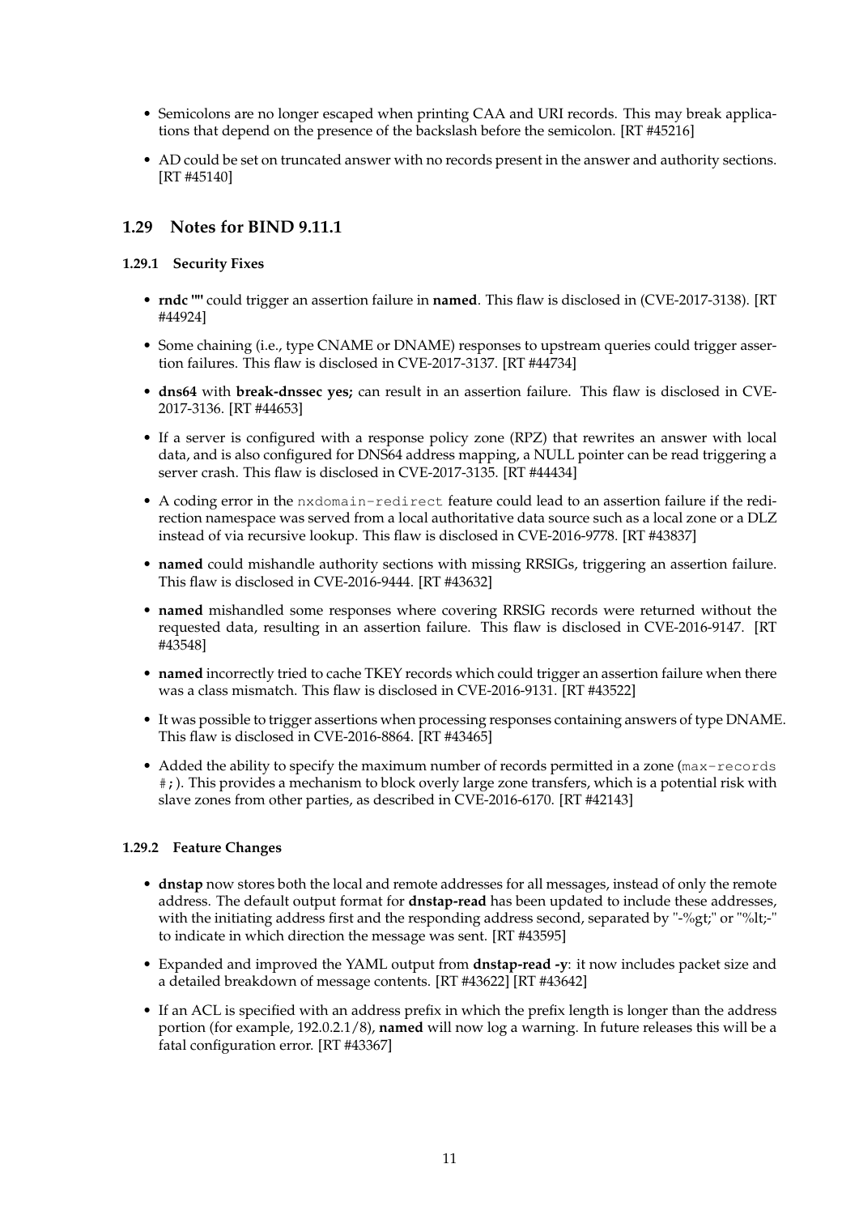- Semicolons are no longer escaped when printing CAA and URI records. This may break applications that depend on the presence of the backslash before the semicolon. [RT #45216]
- AD could be set on truncated answer with no records present in the answer and authority sections. [RT #45140]

## 1.29 Notes for BIND 9.11.1

### 1.29.1 Security Fixes

- **rndc ""** could trigger an assertion failure in **named**. This flaw is disclosed in (CVE-2017-3138). [RT #44924]
- Some chaining (i.e., type CNAME or DNAME) responses to upstream queries could trigger assertion failures. This flaw is disclosed in CVE-2017-3137. [RT #44734]
- **dns64** with **break-dnssec yes;** can result in an assertion failure. This flaw is disclosed in CVE-2017-3136. [RT #44653]
- If a server is configured with a response policy zone (RPZ) that rewrites an answer with local data, and is also configured for DNS64 address mapping, a NULL pointer can be read triggering a server crash. This flaw is disclosed in CVE-2017-3135. [RT #44434]
- A coding error in the `nxdomain-redirect` feature could lead to an assertion failure if the redirection namespace was served from a local authoritative data source such as a local zone or a DLZ instead of via recursive lookup. This flaw is disclosed in CVE-2016-9778. [RT #43837]
- **named** could mishandle authority sections with missing RRSIGs, triggering an assertion failure. This flaw is disclosed in CVE-2016-9444. [RT #43632]
- **named** mishandled some responses where covering RRSIG records were returned without the requested data, resulting in an assertion failure. This flaw is disclosed in CVE-2016-9147. [RT #43548]
- **named** incorrectly tried to cache TKEY records which could trigger an assertion failure when there was a class mismatch. This flaw is disclosed in CVE-2016-9131. [RT #43522]
- It was possible to trigger assertions when processing responses containing answers of type DNAME. This flaw is disclosed in CVE-2016-8864. [RT #43465]
- Added the ability to specify the maximum number of records permitted in a zone (`max-records #;`). This provides a mechanism to block overly large zone transfers, which is a potential risk with slave zones from other parties, as described in CVE-2016-6170. [RT #42143]

### 1.29.2 Feature Changes

- **dnstap** now stores both the local and remote addresses for all messages, instead of only the remote address. The default output format for **dnstap-read** has been updated to include these addresses, with the initiating address first and the responding address second, separated by "-%gt;" or "%lt;-" to indicate in which direction the message was sent. [RT #43595]
- Expanded and improved the YAML output from **dnstap-read -y**: it now includes packet size and a detailed breakdown of message contents. [RT #43622] [RT #43642]
- If an ACL is specified with an address prefix in which the prefix length is longer than the address portion (for example, 192.0.2.1/8), **named** will now log a warning. In future releases this will be a fatal configuration error. [RT #43367]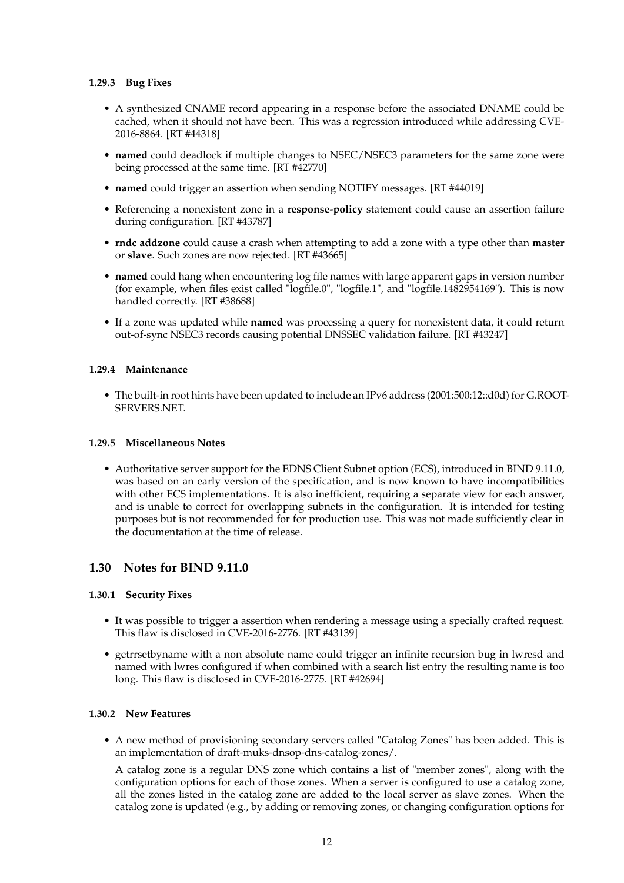### 1.29.3 Bug Fixes

- A synthesized CNAME record appearing in a response before the associated DNAME could be cached, when it should not have been. This was a regression introduced while addressing CVE-2016-8864. [RT #44318]
- **named** could deadlock if multiple changes to NSEC/NSEC3 parameters for the same zone were being processed at the same time. [RT #42770]
- **named** could trigger an assertion when sending NOTIFY messages. [RT #44019]
- Referencing a nonexistent zone in a **response-policy** statement could cause an assertion failure during configuration. [RT #43787]
- **rndc addzone** could cause a crash when attempting to add a zone with a type other than **master** or **slave**. Such zones are now rejected. [RT #43665]
- **named** could hang when encountering log file names with large apparent gaps in version number (for example, when files exist called "logfile.0", "logfile.1", and "logfile.1482954169"). This is now handled correctly. [RT #38688]
- If a zone was updated while **named** was processing a query for nonexistent data, it could return out-of-sync NSEC3 records causing potential DNSSEC validation failure. [RT #43247]

### 1.29.4 Maintenance

- The built-in root hints have been updated to include an IPv6 address (2001:500:12::d0d) for G.ROOT-SERVERS.NET.

### 1.29.5 Miscellaneous Notes

- Authoritative server support for the EDNS Client Subnet option (ECS), introduced in BIND 9.11.0, was based on an early version of the specification, and is now known to have incompatibilities with other ECS implementations. It is also inefficient, requiring a separate view for each answer, and is unable to correct for overlapping subnets in the configuration. It is intended for testing purposes but is not recommended for for production use. This was not made sufficiently clear in the documentation at the time of release.

## 1.30 Notes for BIND 9.11.0

### 1.30.1 Security Fixes

- It was possible to trigger a assertion when rendering a message using a specially crafted request. This flaw is disclosed in CVE-2016-2776. [RT #43139]
- getrrsetbyname with a non absolute name could trigger an infinite recursion bug in lwresd and named with lwres configured if when combined with a search list entry the resulting name is too long. This flaw is disclosed in CVE-2016-2775. [RT #42694]

### 1.30.2 New Features

- A new method of provisioning secondary servers called "Catalog Zones" has been added. This is an implementation of draft-muks-dnsop-dns-catalog-zones/.

  A catalog zone is a regular DNS zone which contains a list of "member zones", along with the configuration options for each of those zones. When a server is configured to use a catalog zone, all the zones listed in the catalog zone are added to the local server as slave zones. When the catalog zone is updated (e.g., by adding or removing zones, or changing configuration options for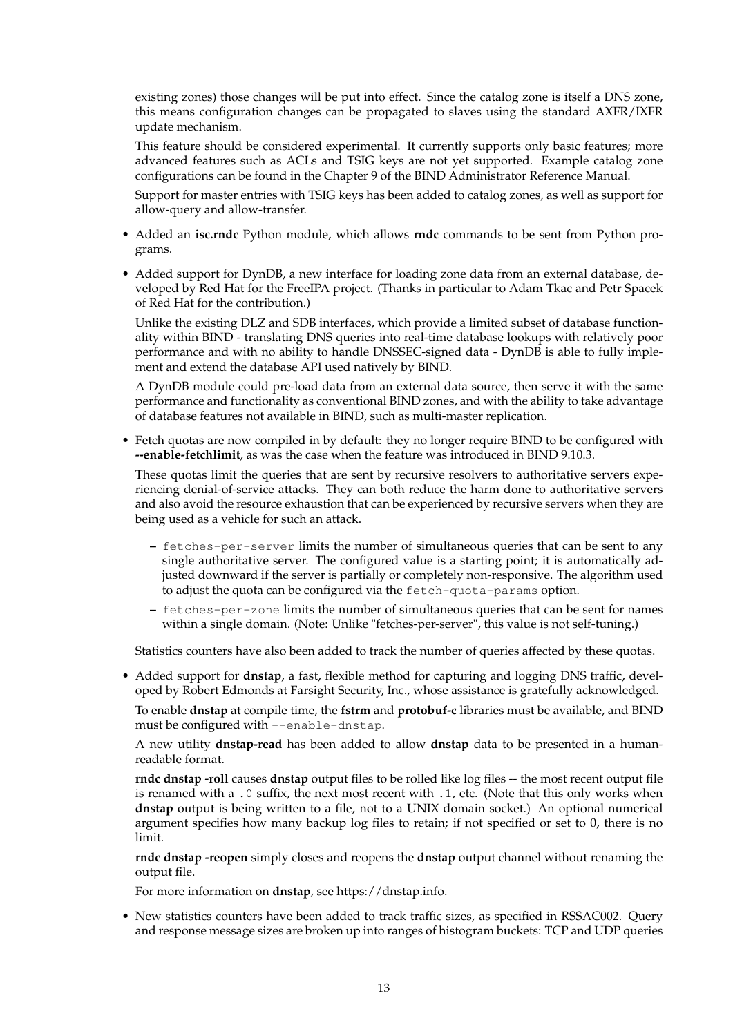existing zones) those changes will be put into effect. Since the catalog zone is itself a DNS zone, this means configuration changes can be propagated to slaves using the standard AXFR/IXFR update mechanism.

This feature should be considered experimental. It currently supports only basic features; more advanced features such as ACLs and TSIG keys are not yet supported. Example catalog zone configurations can be found in the Chapter 9 of the BIND Administrator Reference Manual.

Support for master entries with TSIG keys has been added to catalog zones, as well as support for allow-query and allow-transfer.

- Added an **isc.rndc** Python module, which allows **rndc** commands to be sent from Python programs.

- Added support for DynDB, a new interface for loading zone data from an external database, developed by Red Hat for the FreeIPA project. (Thanks in particular to Adam Tkac and Petr Spacek of Red Hat for the contribution.)

  Unlike the existing DLZ and SDB interfaces, which provide a limited subset of database functionality within BIND - translating DNS queries into real-time database lookups with relatively poor performance and with no ability to handle DNSSEC-signed data - DynDB is able to fully implement and extend the database API used natively by BIND.

  A DynDB module could pre-load data from an external data source, then serve it with the same performance and functionality as conventional BIND zones, and with the ability to take advantage of database features not available in BIND, such as multi-master replication.

- Fetch quotas are now compiled in by default: they no longer require BIND to be configured with **--enable-fetchlimit**, as was the case when the feature was introduced in BIND 9.10.3.

  These quotas limit the queries that are sent by recursive resolvers to authoritative servers experiencing denial-of-service attacks. They can both reduce the harm done to authoritative servers and also avoid the resource exhaustion that can be experienced by recursive servers when they are being used as a vehicle for such an attack.

  - `fetches-per-server` limits the number of simultaneous queries that can be sent to any single authoritative server. The configured value is a starting point; it is automatically adjusted downward if the server is partially or completely non-responsive. The algorithm used to adjust the quota can be configured via the `fetch-quota-params` option.
  - `fetches-per-zone` limits the number of simultaneous queries that can be sent for names within a single domain. (Note: Unlike "fetches-per-server", this value is not self-tuning.)

  Statistics counters have also been added to track the number of queries affected by these quotas.

- Added support for **dnstap**, a fast, flexible method for capturing and logging DNS traffic, developed by Robert Edmonds at Farsight Security, Inc., whose assistance is gratefully acknowledged.

  To enable **dnstap** at compile time, the **fstrm** and **protobuf-c** libraries must be available, and BIND must be configured with `--enable-dnstap`.

  A new utility **dnstap-read** has been added to allow **dnstap** data to be presented in a human-readable format.

  **rndc dnstap -roll** causes **dnstap** output files to be rolled like log files -- the most recent output file is renamed with a `.0` suffix, the next most recent with `.1`, etc. (Note that this only works when **dnstap** output is being written to a file, not to a UNIX domain socket.) An optional numerical argument specifies how many backup log files to retain; if not specified or set to 0, there is no limit.

  **rndc dnstap -reopen** simply closes and reopens the **dnstap** output channel without renaming the output file.

  For more information on **dnstap**, see https://dnstap.info.

- New statistics counters have been added to track traffic sizes, as specified in RSSAC002. Query and response message sizes are broken up into ranges of histogram buckets: TCP and UDP queries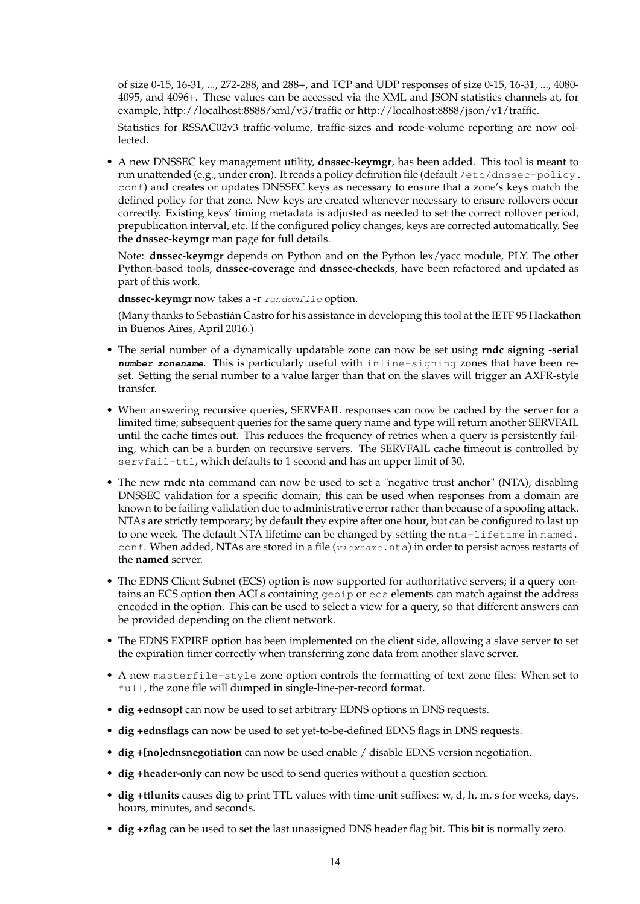of size 0-15, 16-31, ..., 272-288, and 288+, and TCP and UDP responses of size 0-15, 16-31, ..., 4080-4095, and 4096+. These values can be accessed via the XML and JSON statistics channels at, for example, http://localhost:8888/xml/v3/traffic or http://localhost:8888/json/v1/traffic.

Statistics for RSSAC02v3 traffic-volume, traffic-sizes and rcode-volume reporting are now collected.

- A new DNSSEC key management utility, **dnssec-keymgr**, has been added. This tool is meant to run unattended (e.g., under **cron**). It reads a policy definition file (default `/etc/dnssec-policy.conf`) and creates or updates DNSSEC keys as necessary to ensure that a zone's keys match the defined policy for that zone. New keys are created whenever necessary to ensure rollovers occur correctly. Existing keys' timing metadata is adjusted as needed to set the correct rollover period, prepublication interval, etc. If the configured policy changes, keys are corrected automatically. See the **dnssec-keymgr** man page for full details.

  Note: **dnssec-keymgr** depends on Python and on the Python lex/yacc module, PLY. The other Python-based tools, **dnssec-coverage** and **dnssec-checkds**, have been refactored and updated as part of this work.

  **dnssec-keymgr** now takes a -r *randomfile* option.

  (Many thanks to Sebastián Castro for his assistance in developing this tool at the IETF 95 Hackathon in Buenos Aires, April 2016.)

- The serial number of a dynamically updatable zone can now be set using **rndc signing -serial *number zonename***. This is particularly useful with `inline-signing` zones that have been reset. Setting the serial number to a value larger than that on the slaves will trigger an AXFR-style transfer.

- When answering recursive queries, SERVFAIL responses can now be cached by the server for a limited time; subsequent queries for the same query name and type will return another SERVFAIL until the cache times out. This reduces the frequency of retries when a query is persistently failing, which can be a burden on recursive servers. The SERVFAIL cache timeout is controlled by `servfail-ttl`, which defaults to 1 second and has an upper limit of 30.

- The new **rndc nta** command can now be used to set a "negative trust anchor" (NTA), disabling DNSSEC validation for a specific domain; this can be used when responses from a domain are known to be failing validation due to administrative error rather than because of a spoofing attack. NTAs are strictly temporary; by default they expire after one hour, but can be configured to last up to one week. The default NTA lifetime can be changed by setting the `nta-lifetime` in `named.conf`. When added, NTAs are stored in a file (*viewname*`.nta`) in order to persist across restarts of the **named** server.

- The EDNS Client Subnet (ECS) option is now supported for authoritative servers; if a query contains an ECS option then ACLs containing `geoip` or `ecs` elements can match against the address encoded in the option. This can be used to select a view for a query, so that different answers can be provided depending on the client network.

- The EDNS EXPIRE option has been implemented on the client side, allowing a slave server to set the expiration timer correctly when transferring zone data from another slave server.

- A new `masterfile-style` zone option controls the formatting of text zone files: When set to `full`, the zone file will dumped in single-line-per-record format.

- **dig +ednsopt** can now be used to set arbitrary EDNS options in DNS requests.

- **dig +ednsflags** can now be used to set yet-to-be-defined EDNS flags in DNS requests.

- **dig +[no]ednsnegotiation** can now be used enable / disable EDNS version negotiation.

- **dig +header-only** can now be used to send queries without a question section.

- **dig +ttlunits** causes **dig** to print TTL values with time-unit suffixes: w, d, h, m, s for weeks, days, hours, minutes, and seconds.

- **dig +zflag** can be used to set the last unassigned DNS header flag bit. This bit is normally zero.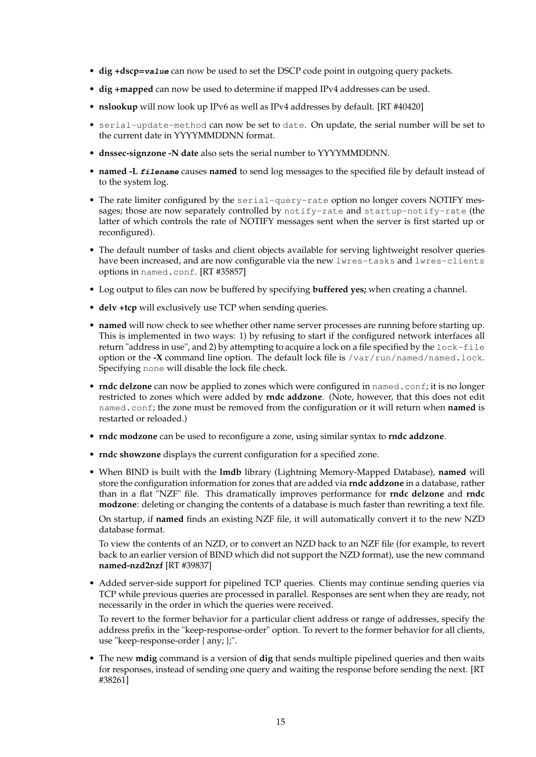- **dig +dscp=*value*** can now be used to set the DSCP code point in outgoing query packets.
- **dig +mapped** can now be used to determine if mapped IPv4 addresses can be used.
- **nslookup** will now look up IPv6 as well as IPv4 addresses by default. [RT #40420]
- `serial-update-method` can now be set to `date`. On update, the serial number will be set to the current date in YYYYMMDDNN format.
- **dnssec-signzone -N date** also sets the serial number to YYYYMMDDNN.
- **named -L *filename*** causes **named** to send log messages to the specified file by default instead of to the system log.
- The rate limiter configured by the `serial-query-rate` option no longer covers NOTIFY messages; those are now separately controlled by `notify-rate` and `startup-notify-rate` (the latter of which controls the rate of NOTIFY messages sent when the server is first started up or reconfigured).
- The default number of tasks and client objects available for serving lightweight resolver queries have been increased, and are now configurable via the new `lwres-tasks` and `lwres-clients` options in `named.conf`. [RT #35857]
- Log output to files can now be buffered by specifying **buffered yes;** when creating a channel.
- **delv +tcp** will exclusively use TCP when sending queries.
- **named** will now check to see whether other name server processes are running before starting up. This is implemented in two ways: 1) by refusing to start if the configured network interfaces all return "address in use", and 2) by attempting to acquire a lock on a file specified by the `lock-file` option or the **-X** command line option. The default lock file is `/var/run/named/named.lock`. Specifying `none` will disable the lock file check.
- **rndc delzone** can now be applied to zones which were configured in `named.conf`; it is no longer restricted to zones which were added by **rndc addzone**. (Note, however, that this does not edit `named.conf`; the zone must be removed from the configuration or it will return when **named** is restarted or reloaded.)
- **rndc modzone** can be used to reconfigure a zone, using similar syntax to **rndc addzone**.
- **rndc showzone** displays the current configuration for a specified zone.
- When BIND is built with the **lmdb** library (Lightning Memory-Mapped Database), **named** will store the configuration information for zones that are added via **rndc addzone** in a database, rather than in a flat "NZF" file. This dramatically improves performance for **rndc delzone** and **rndc modzone**: deleting or changing the contents of a database is much faster than rewriting a text file.

  On startup, if **named** finds an existing NZF file, it will automatically convert it to the new NZD database format.

  To view the contents of an NZD, or to convert an NZD back to an NZF file (for example, to revert back to an earlier version of BIND which did not support the NZD format), use the new command **named-nzd2nzf** [RT #39837]
- Added server-side support for pipelined TCP queries. Clients may continue sending queries via TCP while previous queries are processed in parallel. Responses are sent when they are ready, not necessarily in the order in which the queries were received.

  To revert to the former behavior for a particular client address or range of addresses, specify the address prefix in the "keep-response-order" option. To revert to the former behavior for all clients, use "keep-response-order { any; };".
- The new **mdig** command is a version of **dig** that sends multiple pipelined queries and then waits for responses, instead of sending one query and waiting the response before sending the next. [RT #38261]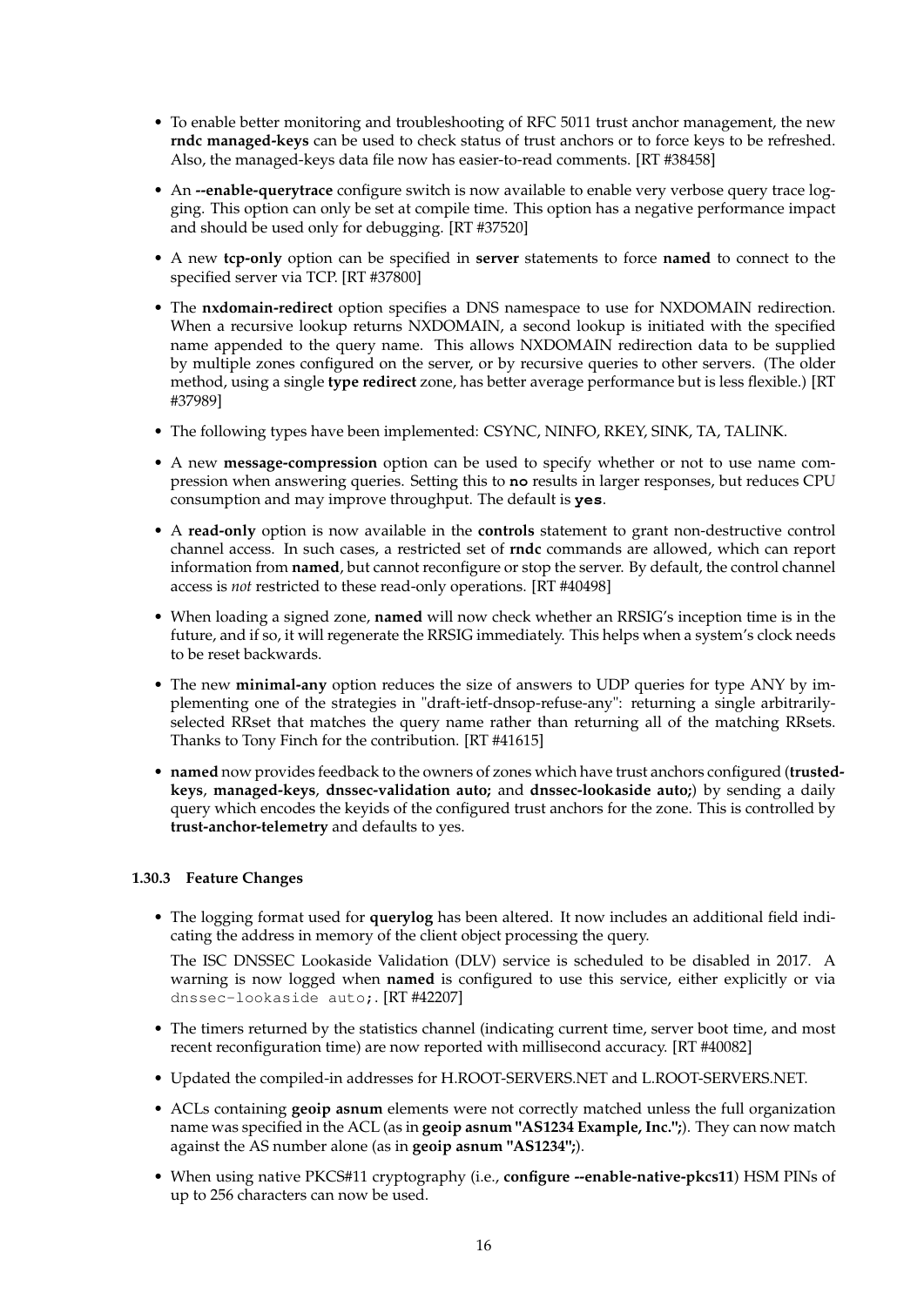- To enable better monitoring and troubleshooting of RFC 5011 trust anchor management, the new **rndc managed-keys** can be used to check status of trust anchors or to force keys to be refreshed. Also, the managed-keys data file now has easier-to-read comments. [RT #38458]
- An **--enable-querytrace** configure switch is now available to enable very verbose query trace logging. This option can only be set at compile time. This option has a negative performance impact and should be used only for debugging. [RT #37520]
- A new **tcp-only** option can be specified in **server** statements to force **named** to connect to the specified server via TCP. [RT #37800]
- The **nxdomain-redirect** option specifies a DNS namespace to use for NXDOMAIN redirection. When a recursive lookup returns NXDOMAIN, a second lookup is initiated with the specified name appended to the query name. This allows NXDOMAIN redirection data to be supplied by multiple zones configured on the server, or by recursive queries to other servers. (The older method, using a single **type redirect** zone, has better average performance but is less flexible.) [RT #37989]
- The following types have been implemented: CSYNC, NINFO, RKEY, SINK, TA, TALINK.
- A new **message-compression** option can be used to specify whether or not to use name compression when answering queries. Setting this to `no` results in larger responses, but reduces CPU consumption and may improve throughput. The default is `yes`.
- A **read-only** option is now available in the **controls** statement to grant non-destructive control channel access. In such cases, a restricted set of **rndc** commands are allowed, which can report information from **named**, but cannot reconfigure or stop the server. By default, the control channel access is *not* restricted to these read-only operations. [RT #40498]
- When loading a signed zone, **named** will now check whether an RRSIG's inception time is in the future, and if so, it will regenerate the RRSIG immediately. This helps when a system's clock needs to be reset backwards.
- The new **minimal-any** option reduces the size of answers to UDP queries for type ANY by implementing one of the strategies in "draft-ietf-dnsop-refuse-any": returning a single arbitrarily-selected RRset that matches the query name rather than returning all of the matching RRsets. Thanks to Tony Finch for the contribution. [RT #41615]
- **named** now provides feedback to the owners of zones which have trust anchors configured (**trusted-keys**, **managed-keys**, **dnssec-validation auto;** and **dnssec-lookaside auto;**) by sending a daily query which encodes the keyids of the configured trust anchors for the zone. This is controlled by **trust-anchor-telemetry** and defaults to yes.

### 1.30.3 Feature Changes

- The logging format used for **querylog** has been altered. It now includes an additional field indicating the address in memory of the client object processing the query.

  The ISC DNSSEC Lookaside Validation (DLV) service is scheduled to be disabled in 2017. A warning is now logged when **named** is configured to use this service, either explicitly or via `dnssec-lookaside auto;`. [RT #42207]
- The timers returned by the statistics channel (indicating current time, server boot time, and most recent reconfiguration time) are now reported with millisecond accuracy. [RT #40082]
- Updated the compiled-in addresses for H.ROOT-SERVERS.NET and L.ROOT-SERVERS.NET.
- ACLs containing **geoip asnum** elements were not correctly matched unless the full organization name was specified in the ACL (as in **geoip asnum "AS1234 Example, Inc.";**). They can now match against the AS number alone (as in **geoip asnum "AS1234";**).
- When using native PKCS#11 cryptography (i.e., **configure --enable-native-pkcs11**) HSM PINs of up to 256 characters can now be used.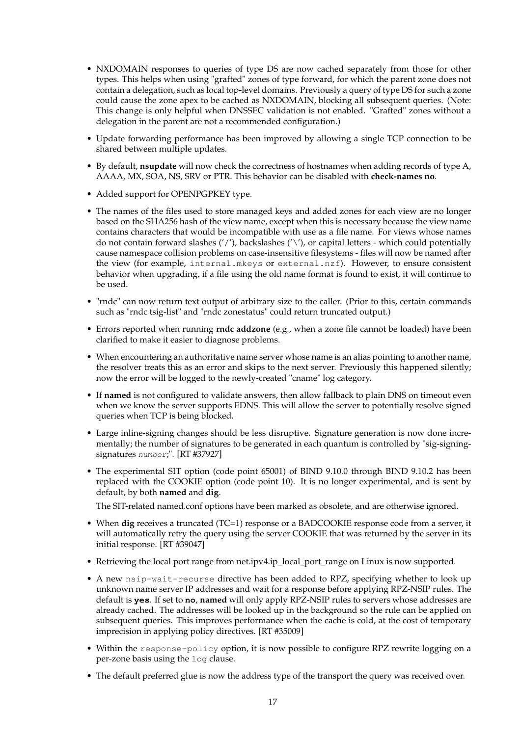- NXDOMAIN responses to queries of type DS are now cached separately from those for other types. This helps when using "grafted" zones of type forward, for which the parent zone does not contain a delegation, such as local top-level domains. Previously a query of type DS for such a zone could cause the zone apex to be cached as NXDOMAIN, blocking all subsequent queries. (Note: This change is only helpful when DNSSEC validation is not enabled. "Grafted" zones without a delegation in the parent are not a recommended configuration.)
- Update forwarding performance has been improved by allowing a single TCP connection to be shared between multiple updates.
- By default, **nsupdate** will now check the correctness of hostnames when adding records of type A, AAAA, MX, SOA, NS, SRV or PTR. This behavior can be disabled with **check-names no**.
- Added support for OPENPGPKEY type.
- The names of the files used to store managed keys and added zones for each view are no longer based on the SHA256 hash of the view name, except when this is necessary because the view name contains characters that would be incompatible with use as a file name. For views whose names do not contain forward slashes ('/'), backslashes ('\'), or capital letters - which could potentially cause namespace collision problems on case-insensitive filesystems - files will now be named after the view (for example, `internal.mkeys` or `external.nzf`). However, to ensure consistent behavior when upgrading, if a file using the old name format is found to exist, it will continue to be used.
- "rndc" can now return text output of arbitrary size to the caller. (Prior to this, certain commands such as "rndc tsig-list" and "rndc zonestatus" could return truncated output.)
- Errors reported when running **rndc addzone** (e.g., when a zone file cannot be loaded) have been clarified to make it easier to diagnose problems.
- When encountering an authoritative name server whose name is an alias pointing to another name, the resolver treats this as an error and skips to the next server. Previously this happened silently; now the error will be logged to the newly-created "cname" log category.
- If **named** is not configured to validate answers, then allow fallback to plain DNS on timeout even when we know the server supports EDNS. This will allow the server to potentially resolve signed queries when TCP is being blocked.
- Large inline-signing changes should be less disruptive. Signature generation is now done incrementally; the number of signatures to be generated in each quantum is controlled by "sig-signing-signatures *number*;". [RT #37927]
- The experimental SIT option (code point 65001) of BIND 9.10.0 through BIND 9.10.2 has been replaced with the COOKIE option (code point 10). It is no longer experimental, and is sent by default, by both **named** and **dig**.

  The SIT-related named.conf options have been marked as obsolete, and are otherwise ignored.
- When **dig** receives a truncated (TC=1) response or a BADCOOKIE response code from a server, it will automatically retry the query using the server COOKIE that was returned by the server in its initial response. [RT #39047]
- Retrieving the local port range from net.ipv4.ip_local_port_range on Linux is now supported.
- A new `nsip-wait-recurse` directive has been added to RPZ, specifying whether to look up unknown name server IP addresses and wait for a response before applying RPZ-NSIP rules. The default is **`yes`**. If set to **`no`**, **named** will only apply RPZ-NSIP rules to servers whose addresses are already cached. The addresses will be looked up in the background so the rule can be applied on subsequent queries. This improves performance when the cache is cold, at the cost of temporary imprecision in applying policy directives. [RT #35009]
- Within the `response-policy` option, it is now possible to configure RPZ rewrite logging on a per-zone basis using the `log` clause.
- The default preferred glue is now the address type of the transport the query was received over.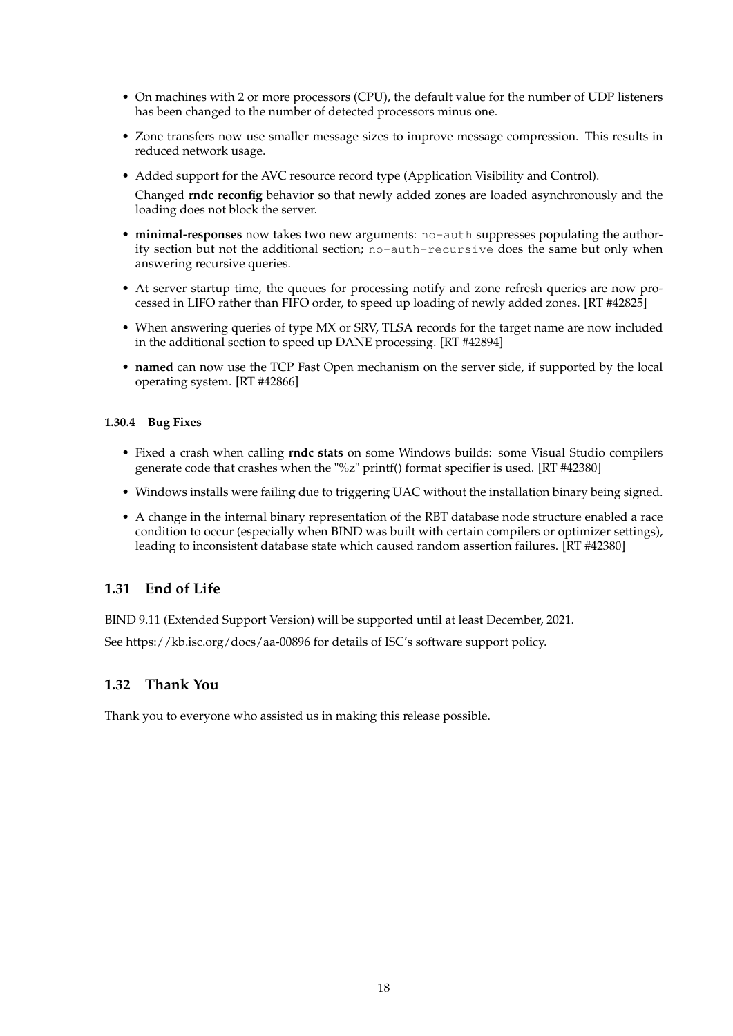- On machines with 2 or more processors (CPU), the default value for the number of UDP listeners has been changed to the number of detected processors minus one.
- Zone transfers now use smaller message sizes to improve message compression. This results in reduced network usage.
- Added support for the AVC resource record type (Application Visibility and Control).

  Changed **rndc reconfig** behavior so that newly added zones are loaded asynchronously and the loading does not block the server.
- **minimal-responses** now takes two new arguments: `no-auth` suppresses populating the authority section but not the additional section; `no-auth-recursive` does the same but only when answering recursive queries.
- At server startup time, the queues for processing notify and zone refresh queries are now processed in LIFO rather than FIFO order, to speed up loading of newly added zones. [RT #42825]
- When answering queries of type MX or SRV, TLSA records for the target name are now included in the additional section to speed up DANE processing. [RT #42894]
- **named** can now use the TCP Fast Open mechanism on the server side, if supported by the local operating system. [RT #42866]

#### 1.30.4 Bug Fixes

- Fixed a crash when calling **rndc stats** on some Windows builds: some Visual Studio compilers generate code that crashes when the "%z" printf() format specifier is used. [RT #42380]
- Windows installs were failing due to triggering UAC without the installation binary being signed.
- A change in the internal binary representation of the RBT database node structure enabled a race condition to occur (especially when BIND was built with certain compilers or optimizer settings), leading to inconsistent database state which caused random assertion failures. [RT #42380]

## 1.31 End of Life

BIND 9.11 (Extended Support Version) will be supported until at least December, 2021.

See https://kb.isc.org/docs/aa-00896 for details of ISC's software support policy.

## 1.32 Thank You

Thank you to everyone who assisted us in making this release possible.